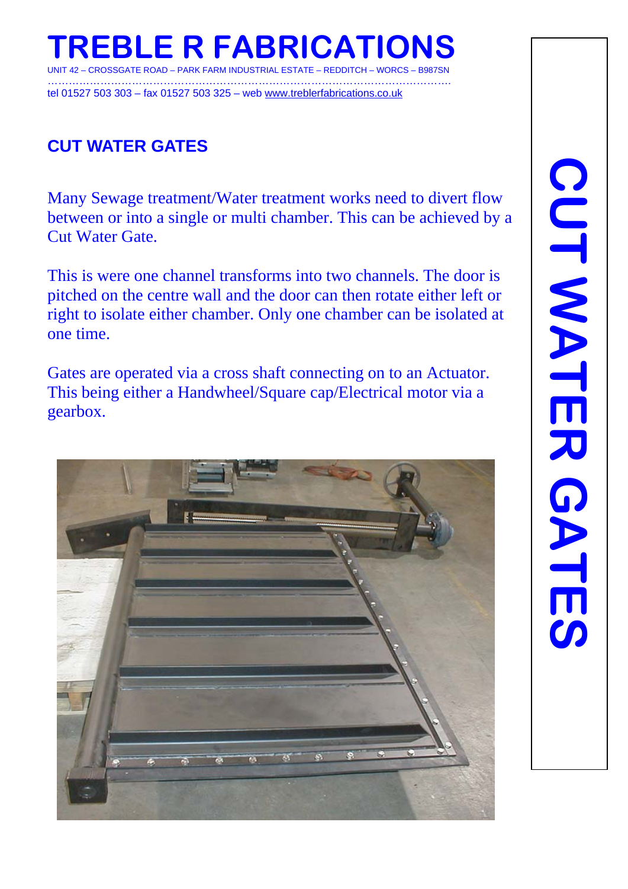# TREBLE R FABRICATIONS

UNIT 42 – CROSSGATE ROAD – PARK FARM INDUSTRIAL ESTATE – REDDITCH – WORCS – B987SN

tel 01527 503 303 – fax 01527 503 325 – web www.treblerfabrications.co.uk

## CUT WATER GATES

Many Sewage treatment/Water treatment works need to divert flow between or into a single or multi chamber. This can be achieved by a Cut Water Gate.

This is were one channel transforms into two channels. The door is pitched on the centre wall and the door can then rotate either left or right to isolate either chamber. Only one chamber can be isolated at one time.

Gates are operated via a cross shaft connecting on to an Actuator. This being either a Handwheel/Square cap/Electrical motor via a gearbox.

CUT WATER GATES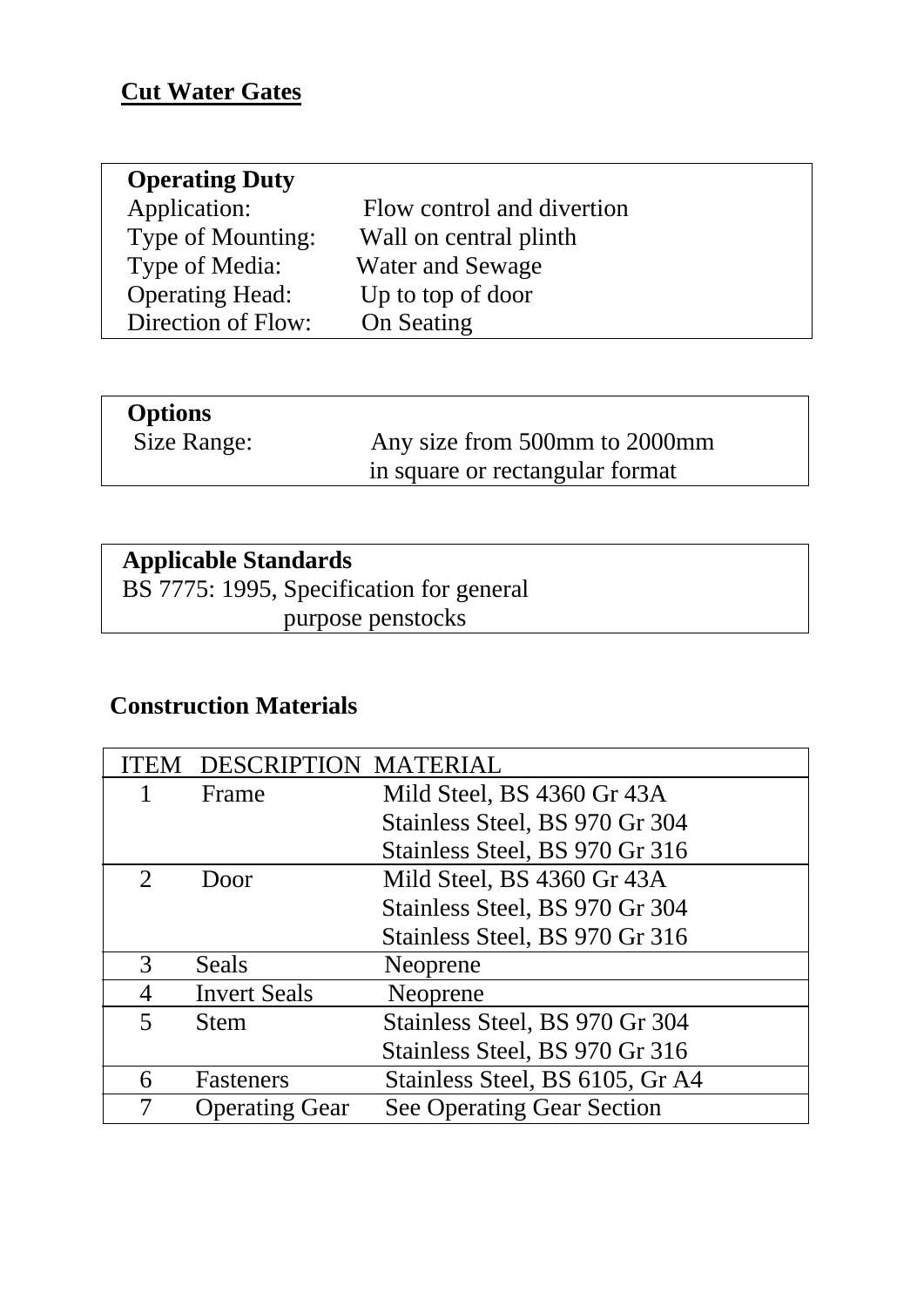## Cut Water Gates

| **Operating Duty** | |
|---|---|
| Application: | Flow control and divertion |
| Type of Mounting: | Wall on central plinth |
| Type of Media: | Water and Sewage |
| Operating Head: | Up to top of door |
| Direction of Flow: | On Seating |

| **Options** | |
|---|---|
| Size Range: | Any size from 500mm to 2000mm in square or rectangular format |

| **Applicable Standards** |
|---|
| BS 7775: 1995, Specification for general purpose penstocks |

### Construction Materials

| ITEM | DESCRIPTION | MATERIAL |
|---|---|---|
| 1 | Frame | Mild Steel, BS 4360 Gr 43A<br>Stainless Steel, BS 970 Gr 304<br>Stainless Steel, BS 970 Gr 316 |
| 2 | Door | Mild Steel, BS 4360 Gr 43A<br>Stainless Steel, BS 970 Gr 304<br>Stainless Steel, BS 970 Gr 316 |
| 3 | Seals | Neoprene |
| 4 | Invert Seals | Neoprene |
| 5 | Stem | Stainless Steel, BS 970 Gr 304<br>Stainless Steel, BS 970 Gr 316 |
| 6 | Fasteners | Stainless Steel, BS 6105, Gr A4 |
| 7 | Operating Gear | See Operating Gear Section |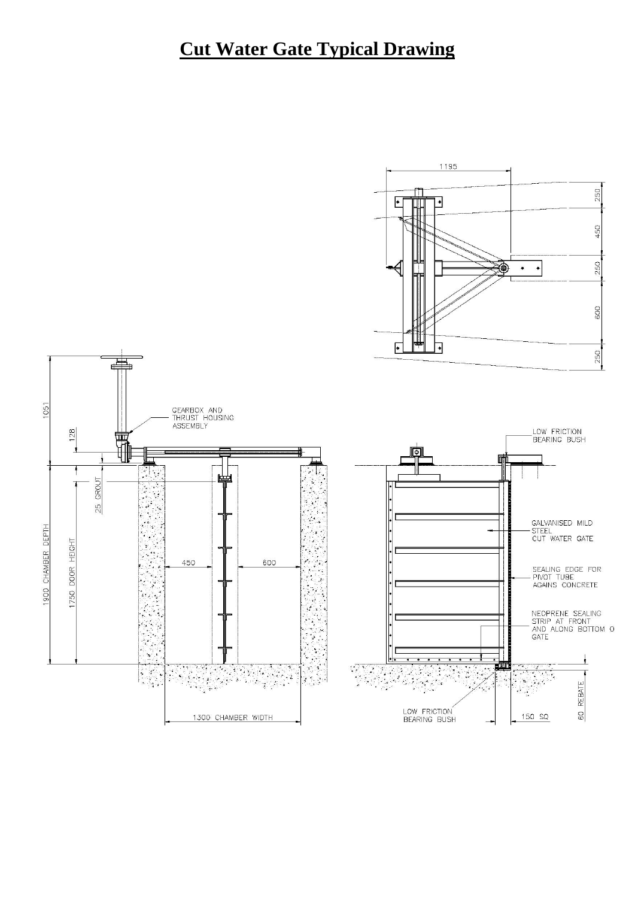# Cut Water Gate Typical Drawing

1195

250

450

250

600

250

1051

128

GEARBOX AND THRUST HOUSING ASSEMBLY

25 GROUT

1900 CHAMBER DEPTH

1750 DOOR HEIGHT

450

600

1300 CHAMBER WIDTH

LOW FRICTION BEARING BUSH

GALVANISED MILD STEEL CUT WATER GATE

SEALING EDGE FOR PIVOT TUBE AGAINS CONCRETE

NEOPRENE SEALING STRIP AT FRONT AND ALONG BOTTOM O GATE

LOW FRICTION BEARING BUSH

150 SQ

60 REBATE